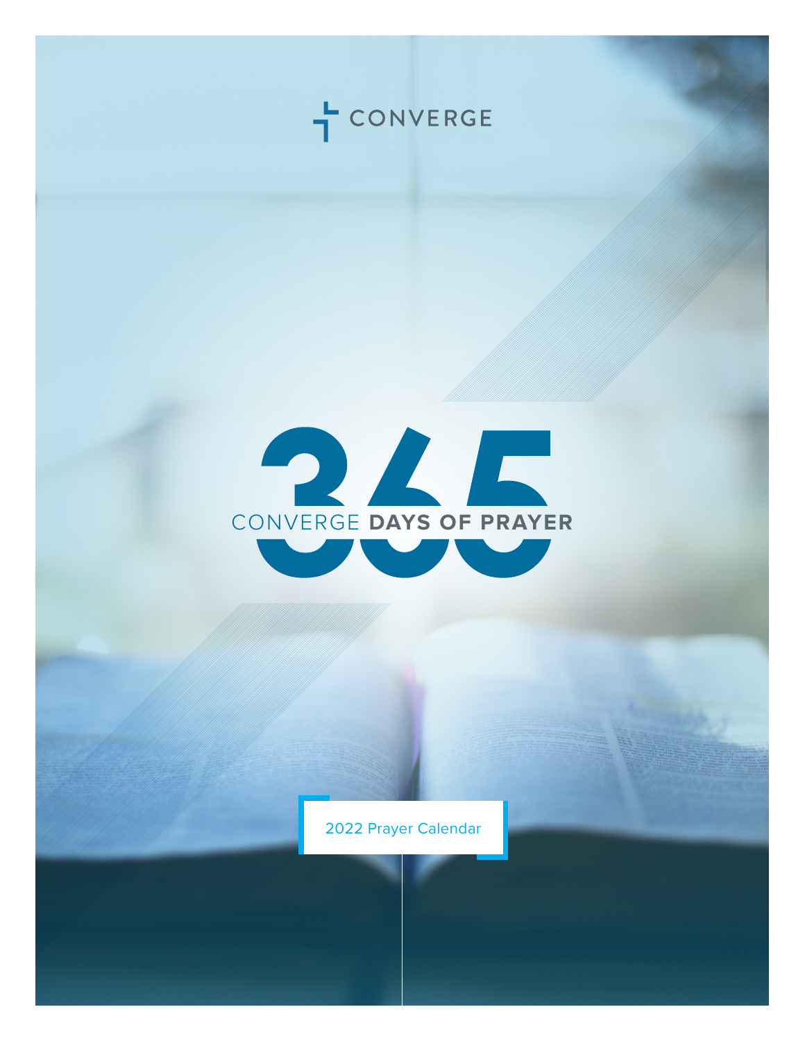CONVERGE

# 365 CONVERGE DAYS OF PRAYER

2022 Prayer Calendar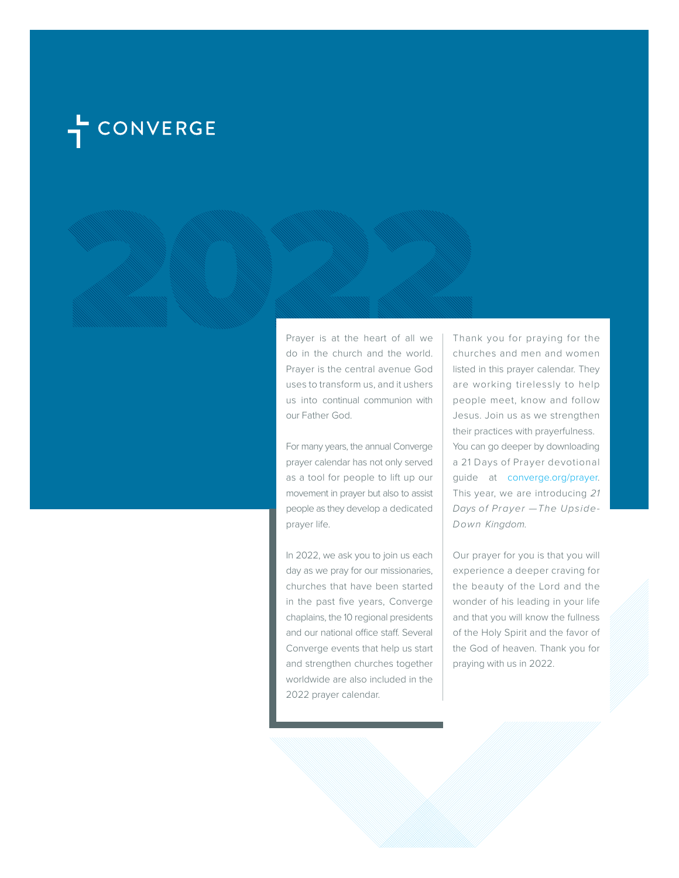CONVERGE

# 2022

Prayer is at the heart of all we do in the church and the world. Prayer is the central avenue God uses to transform us, and it ushers us into continual communion with our Father God.

For many years, the annual Converge prayer calendar has not only served as a tool for people to lift up our movement in prayer but also to assist people as they develop a dedicated prayer life.

In 2022, we ask you to join us each day as we pray for our missionaries, churches that have been started in the past five years, Converge chaplains, the 10 regional presidents and our national office staff. Several Converge events that help us start and strengthen churches together worldwide are also included in the 2022 prayer calendar.

Thank you for praying for the churches and men and women listed in this prayer calendar. They are working tirelessly to help people meet, know and follow Jesus. Join us as we strengthen their practices with prayerfulness. You can go deeper by downloading a 21 Days of Prayer devotional guide at converge.org/prayer. This year, we are introducing *21 Days of Prayer —The Upside-Down Kingdom*.

Our prayer for you is that you will experience a deeper craving for the beauty of the Lord and the wonder of his leading in your life and that you will know the fullness of the Holy Spirit and the favor of the God of heaven. Thank you for praying with us in 2022.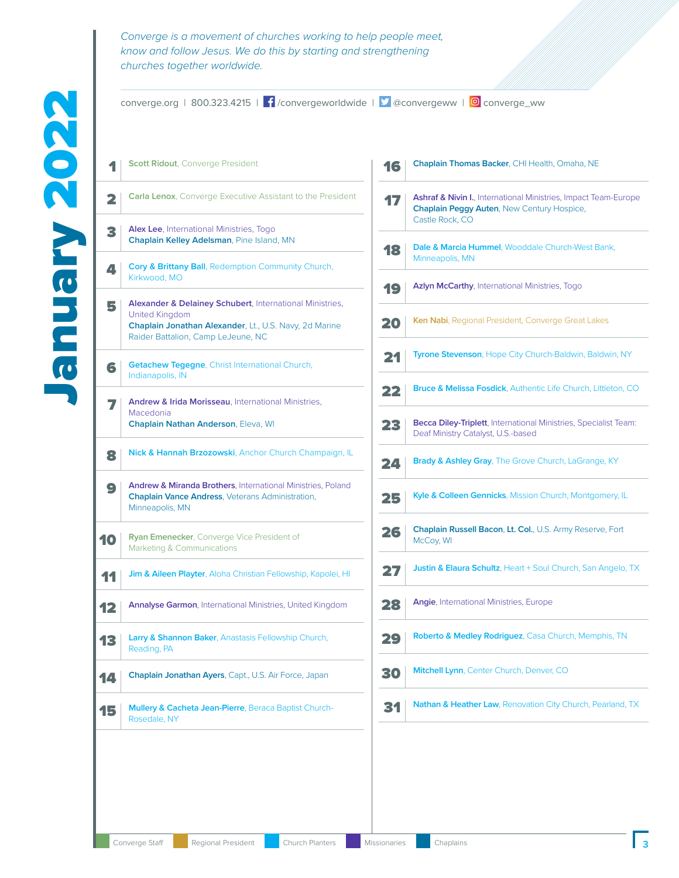# January 2022

*Converge is a movement of churches working to help people meet, know and follow Jesus. We do this by starting and strengthening churches together worldwide.*

converge.org | 800.323.4215 | /convergeworldwide | @convergeww | converge_ww

**1** **Scott Ridout**, Converge President

**2** **Carla Lenox**, Converge Executive Assistant to the President

**3** **Alex Lee**, International Ministries, Togo
**Chaplain Kelley Adelsman**, Pine Island, MN

**4** **Cory & Brittany Ball**, Redemption Community Church, Kirkwood, MO

**5** **Alexander & Delainey Schubert**, International Ministries, United Kingdom
**Chaplain Jonathan Alexander**, Lt., U.S. Navy, 2d Marine Raider Battalion, Camp LeJeune, NC

**6** **Getachew Tegegne**, Christ International Church, Indianapolis, IN

**7** **Andrew & Irida Morisseau**, International Ministries, Macedonia
**Chaplain Nathan Anderson**, Eleva, WI

**8** **Nick & Hannah Brzozowski**, Anchor Church Champaign, IL

**9** **Andrew & Miranda Brothers**, International Ministries, Poland
**Chaplain Vance Andress**, Veterans Administration, Minneapolis, MN

**10** **Ryan Emenecker**, Converge Vice President of Marketing & Communications

**11** **Jim & Aileen Playter**, Aloha Christian Fellowship, Kapolei, HI

**12** **Annalyse Garmon**, International Ministries, United Kingdom

**13** **Larry & Shannon Baker**, Anastasis Fellowship Church, Reading, PA

**14** **Chaplain Jonathan Ayers**, Capt., U.S. Air Force, Japan

**15** **Mullery & Cacheta Jean-Pierre**, Beraca Baptist Church-Rosedale, NY

**16** **Chaplain Thomas Backer**, CHI Health, Omaha, NE

**17** **Ashraf & Nivin I.**, International Ministries, Impact Team-Europe
**Chaplain Peggy Auten**, New Century Hospice, Castle Rock, CO

**18** **Dale & Marcia Hummel**, Wooddale Church-West Bank, Minneapolis, MN

**19** **Azlyn McCarthy**, International Ministries, Togo

**20** **Ken Nabi**, Regional President, Converge Great Lakes

**21** **Tyrone Stevenson**, Hope City Church-Baldwin, Baldwin, NY

**22** **Bruce & Melissa Fosdick**, Authentic Life Church, Littleton, CO

**23** **Becca Diley-Triplett**, International Ministries, Specialist Team: Deaf Ministry Catalyst, U.S.-based

**24** **Brady & Ashley Gray**, The Grove Church, LaGrange, KY

**25** **Kyle & Colleen Gennicks**, Mission Church, Montgomery, IL

**26** **Chaplain Russell Bacon**, **Lt. Col.**, U.S. Army Reserve, Fort McCoy, WI

**27** **Justin & Elaura Schultz**, Heart + Soul Church, San Angelo, TX

**28** **Angie**, International Ministries, Europe

**29** **Roberto & Medley Rodriguez**, Casa Church, Memphis, TN

**30** **Mitchell Lynn**, Center Church, Denver, CO

**31** **Nathan & Heather Law**, Renovation City Church, Pearland, TX

Converge Staff | Regional President | Church Planters | Missionaries | Chaplains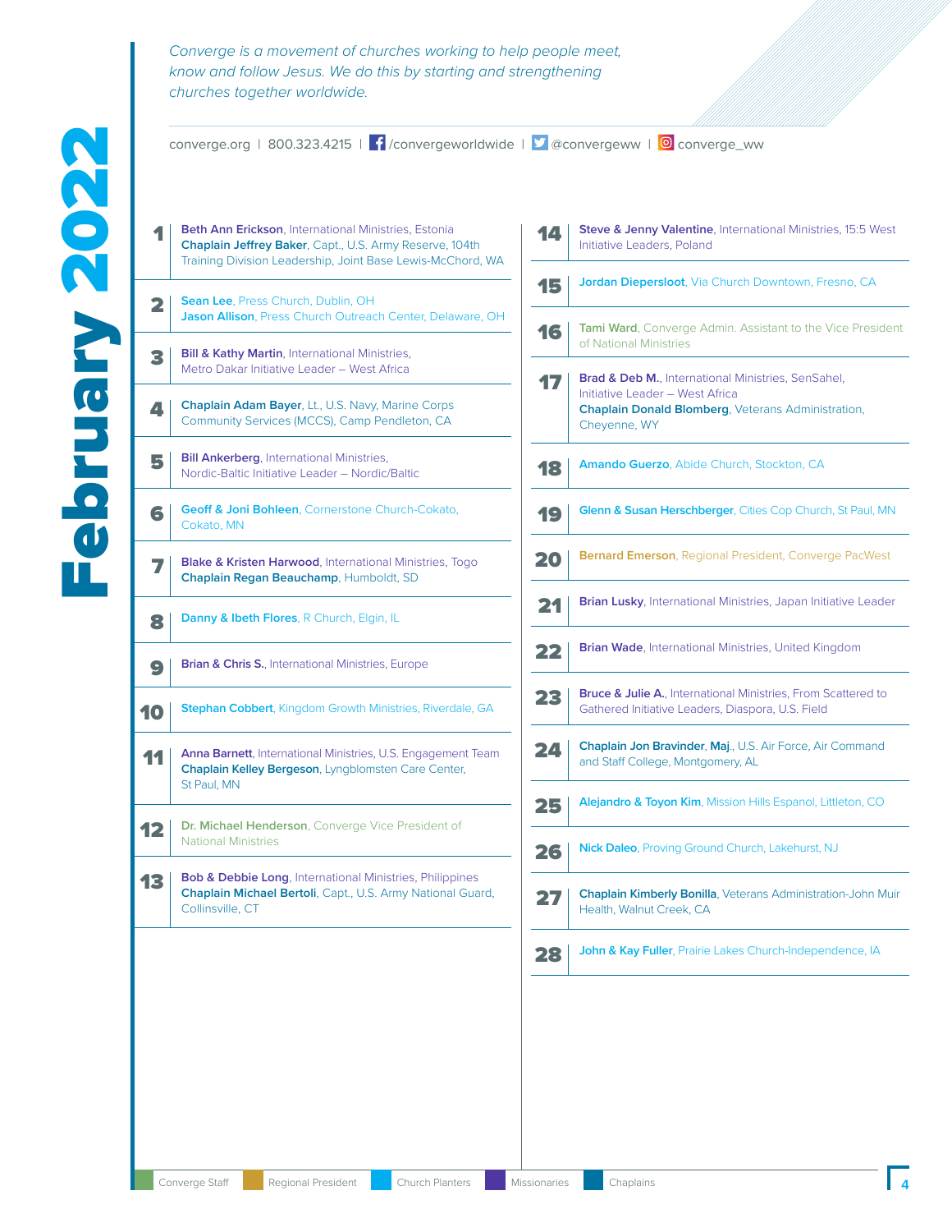# February 2022

*Converge is a movement of churches working to help people meet, know and follow Jesus. We do this by starting and strengthening churches together worldwide.*

converge.org | 800.323.4215 | /convergeworldwide | @convergeww | converge_ww

**1** — **Beth Ann Erickson**, International Ministries, Estonia
**Chaplain Jeffrey Baker**, Capt., U.S. Army Reserve, 104th Training Division Leadership, Joint Base Lewis-McChord, WA

**2** — **Sean Lee**, Press Church, Dublin, OH
**Jason Allison**, Press Church Outreach Center, Delaware, OH

**3** — **Bill & Kathy Martin**, International Ministries, Metro Dakar Initiative Leader – West Africa

**4** — **Chaplain Adam Bayer**, Lt., U.S. Navy, Marine Corps Community Services (MCCS), Camp Pendleton, CA

**5** — **Bill Ankerberg**, International Ministries, Nordic-Baltic Initiative Leader – Nordic/Baltic

**6** — **Geoff & Joni Bohleen**, Cornerstone Church-Cokato, Cokato, MN

**7** — **Blake & Kristen Harwood**, International Ministries, Togo
**Chaplain Regan Beauchamp**, Humboldt, SD

**8** — **Danny & Ibeth Flores**, R Church, Elgin, IL

**9** — **Brian & Chris S.**, International Ministries, Europe

**10** — **Stephan Cobbert**, Kingdom Growth Ministries, Riverdale, GA

**11** — **Anna Barnett**, International Ministries, U.S. Engagement Team
**Chaplain Kelley Bergeson**, Lyngblomsten Care Center, St Paul, MN

**12** — **Dr. Michael Henderson**, Converge Vice President of National Ministries

**13** — **Bob & Debbie Long**, International Ministries, Philippines
**Chaplain Michael Bertoli**, Capt., U.S. Army National Guard, Collinsville, CT

**14** — **Steve & Jenny Valentine**, International Ministries, 15:5 West Initiative Leaders, Poland

**15** — **Jordan Diepersloot**, Via Church Downtown, Fresno, CA

**16** — **Tami Ward**, Converge Admin. Assistant to the Vice President of National Ministries

**17** — **Brad & Deb M.**, International Ministries, SenSahel, Initiative Leader – West Africa
**Chaplain Donald Blomberg**, Veterans Administration, Cheyenne, WY

**18** — **Amando Guerzo**, Abide Church, Stockton, CA

**19** — **Glenn & Susan Herschberger**, Cities Cop Church, St Paul, MN

**20** — **Bernard Emerson**, Regional President, Converge PacWest

**21** — **Brian Lusky**, International Ministries, Japan Initiative Leader

**22** — **Brian Wade**, International Ministries, United Kingdom

**23** — **Bruce & Julie A.**, International Ministries, From Scattered to Gathered Initiative Leaders, Diaspora, U.S. Field

**24** — **Chaplain Jon Bravinder**, **Maj.**, U.S. Air Force, Air Command and Staff College, Montgomery, AL

**25** — **Alejandro & Toyon Kim**, Mission Hills Espanol, Littleton, CO

**26** — **Nick Daleo**, Proving Ground Church, Lakehurst, NJ

**27** — **Chaplain Kimberly Bonilla**, Veterans Administration-John Muir Health, Walnut Creek, CA

**28** — **John & Kay Fuller**, Prairie Lakes Church-Independence, IA

Converge Staff | Regional President | Church Planters | Missionaries | Chaplains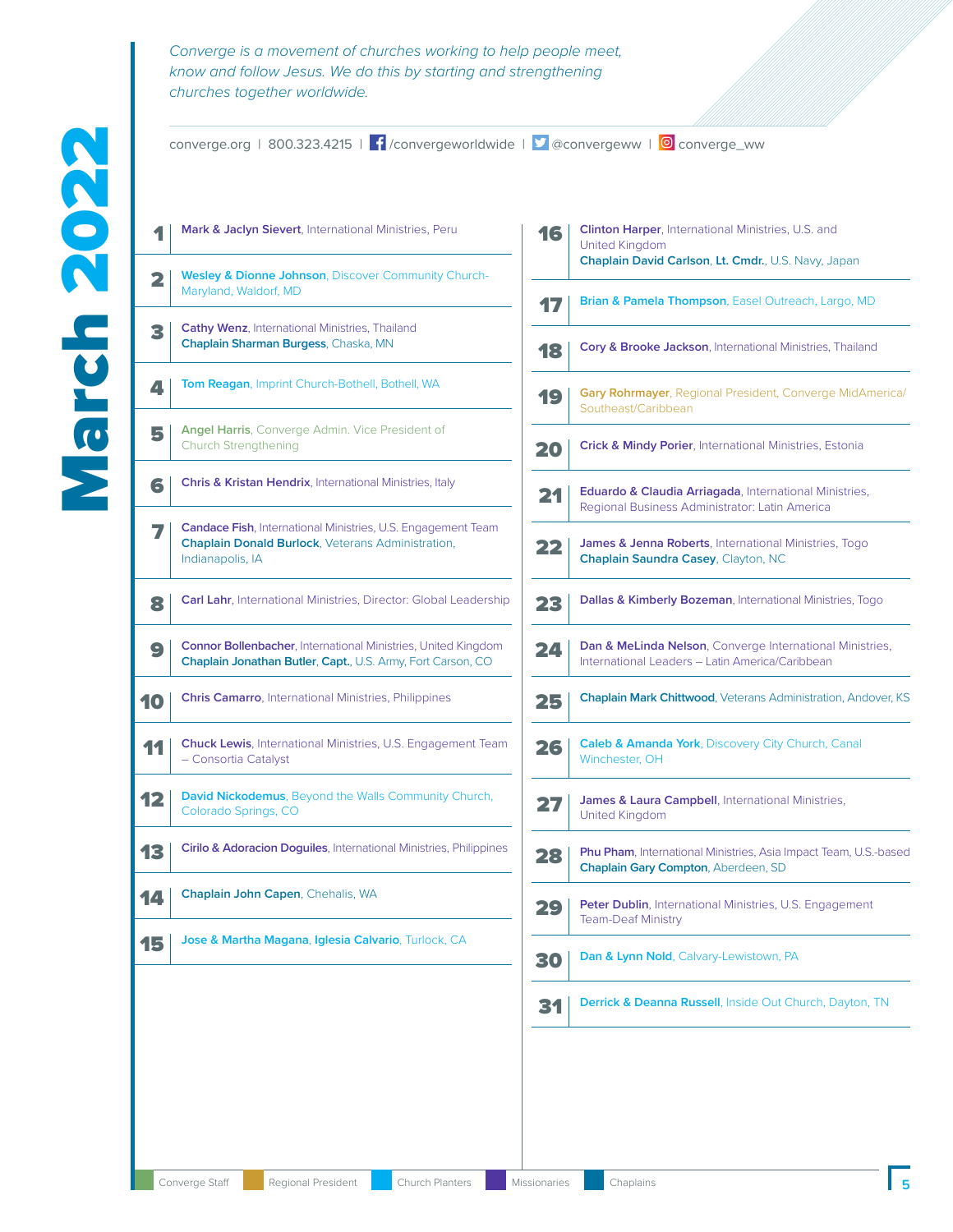# March 2022

*Converge is a movement of churches working to help people meet, know and follow Jesus. We do this by starting and strengthening churches together worldwide.*

converge.org | 800.323.4215 | /convergeworldwide | @convergeww | converge_ww

| Day | Entry |
|---|---|
| 1 | **Mark & Jaclyn Sievert**, International Ministries, Peru |
| 2 | **Wesley & Dionne Johnson**, Discover Community Church-Maryland, Waldorf, MD |
| 3 | **Cathy Wenz**, International Ministries, Thailand<br>**Chaplain Sharman Burgess**, Chaska, MN |
| 4 | **Tom Reagan**, Imprint Church-Bothell, Bothell, WA |
| 5 | **Angel Harris**, Converge Admin. Vice President of Church Strengthening |
| 6 | **Chris & Kristan Hendrix**, International Ministries, Italy |
| 7 | **Candace Fish**, International Ministries, U.S. Engagement Team<br>**Chaplain Donald Burlock**, Veterans Administration, Indianapolis, IA |
| 8 | **Carl Lahr**, International Ministries, Director: Global Leadership |
| 9 | **Connor Bollenbacher**, International Ministries, United Kingdom<br>**Chaplain Jonathan Butler**, **Capt.**, U.S. Army, Fort Carson, CO |
| 10 | **Chris Camarro**, International Ministries, Philippines |
| 11 | **Chuck Lewis**, International Ministries, U.S. Engagement Team – Consortia Catalyst |
| 12 | **David Nickodemus**, Beyond the Walls Community Church, Colorado Springs, CO |
| 13 | **Cirilo & Adoracion Doguiles**, International Ministries, Philippines |
| 14 | **Chaplain John Capen**, Chehalis, WA |
| 15 | **Jose & Martha Magana**, **Iglesia Calvario**, Turlock, CA |
| 16 | **Clinton Harper**, International Ministries, U.S. and United Kingdom<br>**Chaplain David Carlson**, **Lt. Cmdr.**, U.S. Navy, Japan |
| 17 | **Brian & Pamela Thompson**, Easel Outreach, Largo, MD |
| 18 | **Cory & Brooke Jackson**, International Ministries, Thailand |
| 19 | **Gary Rohrmayer**, Regional President, Converge MidAmerica/Southeast/Caribbean |
| 20 | **Crick & Mindy Porier**, International Ministries, Estonia |
| 21 | **Eduardo & Claudia Arriagada**, International Ministries, Regional Business Administrator: Latin America |
| 22 | **James & Jenna Roberts**, International Ministries, Togo<br>**Chaplain Saundra Casey**, Clayton, NC |
| 23 | **Dallas & Kimberly Bozeman**, International Ministries, Togo |
| 24 | **Dan & MeLinda Nelson**, Converge International Ministries, International Leaders – Latin America/Caribbean |
| 25 | **Chaplain Mark Chittwood**, Veterans Administration, Andover, KS |
| 26 | **Caleb & Amanda York**, Discovery City Church, Canal Winchester, OH |
| 27 | **James & Laura Campbell**, International Ministries, United Kingdom |
| 28 | **Phu Pham**, International Ministries, Asia Impact Team, U.S.-based<br>**Chaplain Gary Compton**, Aberdeen, SD |
| 29 | **Peter Dublin**, International Ministries, U.S. Engagement Team-Deaf Ministry |
| 30 | **Dan & Lynn Nold**, Calvary-Lewistown, PA |
| 31 | **Derrick & Deanna Russell**, Inside Out Church, Dayton, TN |

Converge Staff | Regional President | Church Planters | Missionaries | Chaplains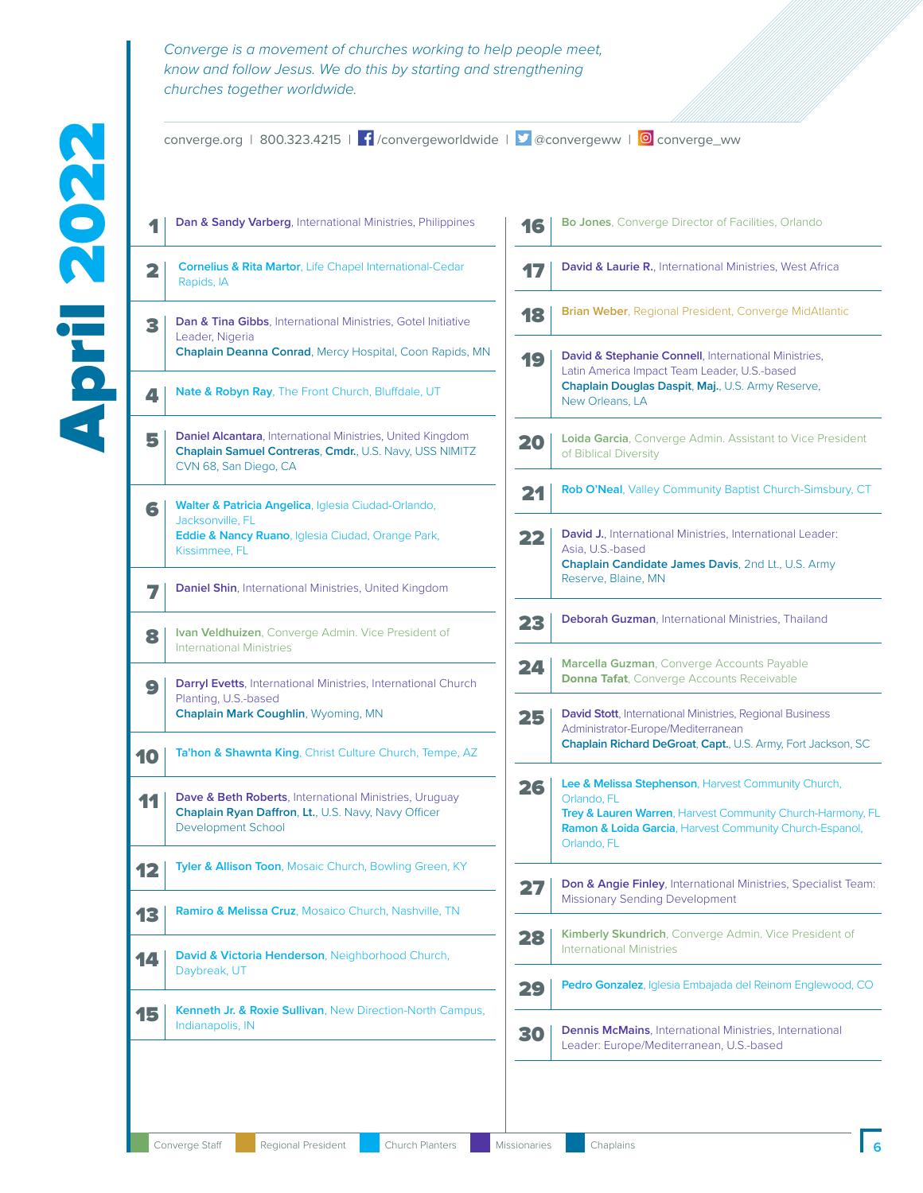# April 2022

*Converge is a movement of churches working to help people meet, know and follow Jesus. We do this by starting and strengthening churches together worldwide.*

converge.org | 800.323.4215 | /convergeworldwide | @convergeww | converge_ww

| Day | Entry |
|---|---|
| 1 | **Dan & Sandy Varberg**, International Ministries, Philippines |
| 2 | **Cornelius & Rita Martor**, Life Chapel International-Cedar Rapids, IA |
| 3 | **Dan & Tina Gibbs**, International Ministries, Gotel Initiative Leader, Nigeria<br>**Chaplain Deanna Conrad**, Mercy Hospital, Coon Rapids, MN |
| 4 | **Nate & Robyn Ray**, The Front Church, Bluffdale, UT |
| 5 | **Daniel Alcantara**, International Ministries, United Kingdom<br>**Chaplain Samuel Contreras**, **Cmdr.**, U.S. Navy, USS NIMITZ CVN 68, San Diego, CA |
| 6 | **Walter & Patricia Angelica**, Iglesia Ciudad-Orlando, Jacksonville, FL<br>**Eddie & Nancy Ruano**, Iglesia Ciudad, Orange Park, Kissimmee, FL |
| 7 | **Daniel Shin**, International Ministries, United Kingdom |
| 8 | **Ivan Veldhuizen**, Converge Admin. Vice President of International Ministries |
| 9 | **Darryl Evetts**, International Ministries, International Church Planting, U.S.-based<br>**Chaplain Mark Coughlin**, Wyoming, MN |
| 10 | **Ta'hon & Shawnta King**, Christ Culture Church, Tempe, AZ |
| 11 | **Dave & Beth Roberts**, International Ministries, Uruguay<br>**Chaplain Ryan Daffron**, **Lt.**, U.S. Navy, Navy Officer Development School |
| 12 | **Tyler & Allison Toon**, Mosaic Church, Bowling Green, KY |
| 13 | **Ramiro & Melissa Cruz**, Mosaico Church, Nashville, TN |
| 14 | **David & Victoria Henderson**, Neighborhood Church, Daybreak, UT |
| 15 | **Kenneth Jr. & Roxie Sullivan**, New Direction-North Campus, Indianapolis, IN |
| 16 | **Bo Jones**, Converge Director of Facilities, Orlando |
| 17 | **David & Laurie R.**, International Ministries, West Africa |
| 18 | **Brian Weber**, Regional President, Converge MidAtlantic |
| 19 | **David & Stephanie Connell**, International Ministries, Latin America Impact Team Leader, U.S.-based<br>**Chaplain Douglas Daspit**, **Maj.**, U.S. Army Reserve, New Orleans, LA |
| 20 | **Loida Garcia**, Converge Admin. Assistant to Vice President of Biblical Diversity |
| 21 | **Rob O'Neal**, Valley Community Baptist Church-Simsbury, CT |
| 22 | **David J.**, International Ministries, International Leader: Asia, U.S.-based<br>**Chaplain Candidate James Davis**, 2nd Lt., U.S. Army Reserve, Blaine, MN |
| 23 | **Deborah Guzman**, International Ministries, Thailand |
| 24 | **Marcella Guzman**, Converge Accounts Payable<br>**Donna Tafat**, Converge Accounts Receivable |
| 25 | **David Stott**, International Ministries, Regional Business Administrator-Europe/Mediterranean<br>**Chaplain Richard DeGroat**, **Capt.**, U.S. Army, Fort Jackson, SC |
| 26 | **Lee & Melissa Stephenson**, Harvest Community Church, Orlando, FL<br>**Trey & Lauren Warren**, Harvest Community Church-Harmony, FL<br>**Ramon & Loida Garcia**, Harvest Community Church-Espanol, Orlando, FL |
| 27 | **Don & Angie Finley**, International Ministries, Specialist Team: Missionary Sending Development |
| 28 | **Kimberly Skundrich**, Converge Admin. Vice President of International Ministries |
| 29 | **Pedro Gonzalez**, Iglesia Embajada del Reinom Englewood, CO |
| 30 | **Dennis McMains**, International Ministries, International Leader: Europe/Mediterranean, U.S.-based |

Converge Staff | Regional President | Church Planters | Missionaries | Chaplains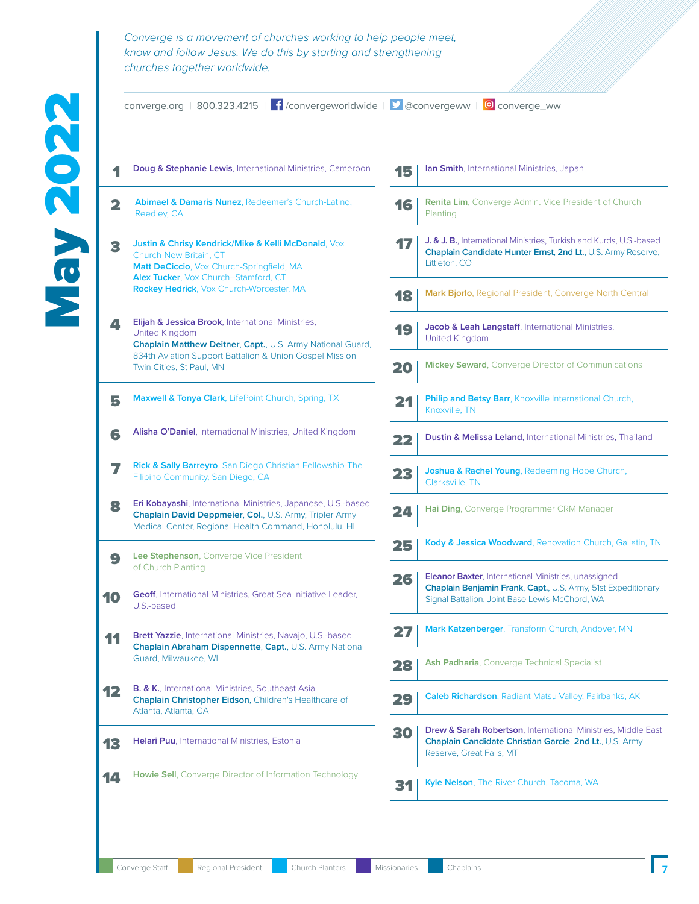# May 2022

*Converge is a movement of churches working to help people meet, know and follow Jesus. We do this by starting and strengthening churches together worldwide.*

converge.org | 800.323.4215 | /convergeworldwide | @convergeww | converge_ww

**1** — **Doug & Stephanie Lewis**, International Ministries, Cameroon

**2** — **Abimael & Damaris Nunez**, Redeemer's Church-Latino, Reedley, CA

**3** — **Justin & Chrisy Kendrick/Mike & Kelli McDonald**, Vox Church-New Britain, CT
**Matt DeCiccio**, Vox Church-Springfield, MA
**Alex Tucker**, Vox Church–Stamford, CT
**Rockey Hedrick**, Vox Church-Worcester, MA

**4** — **Elijah & Jessica Brook**, International Ministries, United Kingdom
**Chaplain Matthew Deitner**, **Capt.**, U.S. Army National Guard, 834th Aviation Support Battalion & Union Gospel Mission Twin Cities, St Paul, MN

**5** — **Maxwell & Tonya Clark**, LifePoint Church, Spring, TX

**6** — **Alisha O'Daniel**, International Ministries, United Kingdom

**7** — **Rick & Sally Barreyro**, San Diego Christian Fellowship-The Filipino Community, San Diego, CA

**8** — **Eri Kobayashi**, International Ministries, Japanese, U.S.-based
**Chaplain David Deppmeier**, **Col.**, U.S. Army, Tripler Army Medical Center, Regional Health Command, Honolulu, HI

**9** — **Lee Stephenson**, Converge Vice President of Church Planting

**10** — **Geoff**, International Ministries, Great Sea Initiative Leader, U.S.-based

**11** — **Brett Yazzie**, International Ministries, Navajo, U.S.-based
**Chaplain Abraham Dispennette**, **Capt.**, U.S. Army National Guard, Milwaukee, WI

**12** — **B. & K.**, International Ministries, Southeast Asia
**Chaplain Christopher Eidson**, Children's Healthcare of Atlanta, Atlanta, GA

**13** — **Helari Puu**, International Ministries, Estonia

**14** — **Howie Sell**, Converge Director of Information Technology

**15** — **Ian Smith**, International Ministries, Japan

**16** — **Renita Lim**, Converge Admin. Vice President of Church Planting

**17** — **J. & J. B.**, International Ministries, Turkish and Kurds, U.S.-based
**Chaplain Candidate Hunter Ernst**, **2nd Lt.**, U.S. Army Reserve, Littleton, CO

**18** — **Mark Bjorlo**, Regional President, Converge North Central

**19** — **Jacob & Leah Langstaff**, International Ministries, United Kingdom

**20** — **Mickey Seward**, Converge Director of Communications

**21** — **Philip and Betsy Barr**, Knoxville International Church, Knoxville, TN

**22** — **Dustin & Melissa Leland**, International Ministries, Thailand

**23** — **Joshua & Rachel Young**, Redeeming Hope Church, Clarksville, TN

**24** — **Hai Ding**, Converge Programmer CRM Manager

**25** — **Kody & Jessica Woodward**, Renovation Church, Gallatin, TN

**26** — **Eleanor Baxter**, International Ministries, unassigned
**Chaplain Benjamin Frank**, **Capt.**, U.S. Army, 51st Expeditionary Signal Battalion, Joint Base Lewis-McChord, WA

**27** — **Mark Katzenberger**, Transform Church, Andover, MN

**28** — **Ash Padharia**, Converge Technical Specialist

**29** — **Caleb Richardson**, Radiant Matsu-Valley, Fairbanks, AK

**30** — **Drew & Sarah Robertson**, International Ministries, Middle East
**Chaplain Candidate Christian Garcie**, **2nd Lt.**, U.S. Army Reserve, Great Falls, MT

**31** — **Kyle Nelson**, The River Church, Tacoma, WA

Converge Staff | Regional President | Church Planters | Missionaries | Chaplains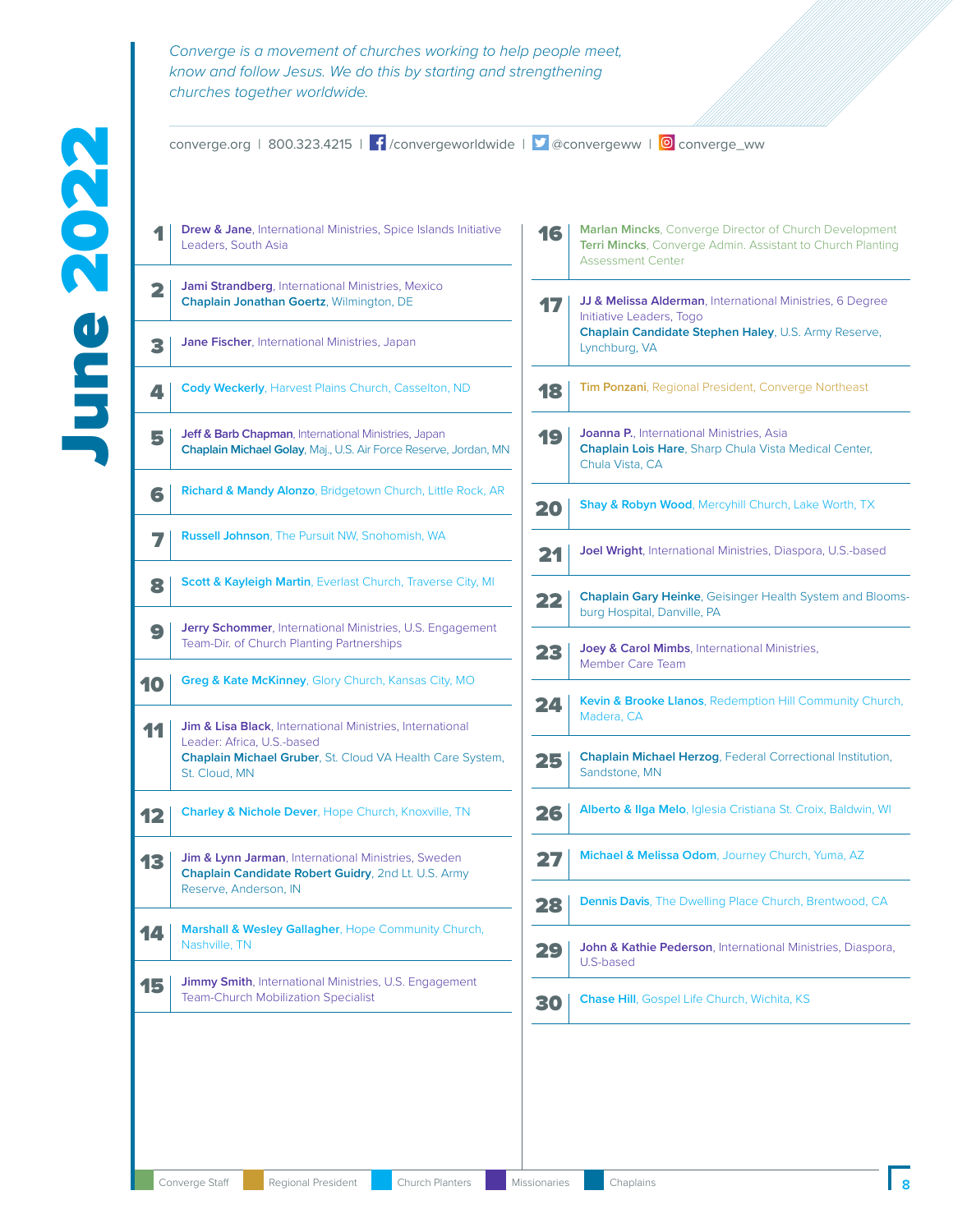# June 2022

*Converge is a movement of churches working to help people meet, know and follow Jesus. We do this by starting and strengthening churches together worldwide.*

converge.org | 800.323.4215 | /convergeworldwide | @convergeww | converge_ww

**1** — **Drew & Jane**, International Ministries, Spice Islands Initiative Leaders, South Asia

**2** — **Jami Strandberg**, International Ministries, Mexico
**Chaplain Jonathan Goertz**, Wilmington, DE

**3** — **Jane Fischer**, International Ministries, Japan

**4** — **Cody Weckerly**, Harvest Plains Church, Casselton, ND

**5** — **Jeff & Barb Chapman**, International Ministries, Japan
**Chaplain Michael Golay**, Maj., U.S. Air Force Reserve, Jordan, MN

**6** — **Richard & Mandy Alonzo**, Bridgetown Church, Little Rock, AR

**7** — **Russell Johnson**, The Pursuit NW, Snohomish, WA

**8** — **Scott & Kayleigh Martin**, Everlast Church, Traverse City, MI

**9** — **Jerry Schommer**, International Ministries, U.S. Engagement Team-Dir. of Church Planting Partnerships

**10** — **Greg & Kate McKinney**, Glory Church, Kansas City, MO

**11** — **Jim & Lisa Black**, International Ministries, International Leader: Africa, U.S.-based
**Chaplain Michael Gruber**, St. Cloud VA Health Care System, St. Cloud, MN

**12** — **Charley & Nichole Dever**, Hope Church, Knoxville, TN

**13** — **Jim & Lynn Jarman**, International Ministries, Sweden
**Chaplain Candidate Robert Guidry**, 2nd Lt. U.S. Army Reserve, Anderson, IN

**14** — **Marshall & Wesley Gallagher**, Hope Community Church, Nashville, TN

**15** — **Jimmy Smith**, International Ministries, U.S. Engagement Team-Church Mobilization Specialist

**16** — **Marlan Mincks**, Converge Director of Church Development
**Terri Mincks**, Converge Admin. Assistant to Church Planting Assessment Center

**17** — **JJ & Melissa Alderman**, International Ministries, 6 Degree Initiative Leaders, Togo
**Chaplain Candidate Stephen Haley**, U.S. Army Reserve, Lynchburg, VA

**18** — **Tim Ponzani**, Regional President, Converge Northeast

**19** — **Joanna P.**, International Ministries, Asia
**Chaplain Lois Hare**, Sharp Chula Vista Medical Center, Chula Vista, CA

**20** — **Shay & Robyn Wood**, Mercyhill Church, Lake Worth, TX

**21** — **Joel Wright**, International Ministries, Diaspora, U.S.-based

**22** — **Chaplain Gary Heinke**, Geisinger Health System and Bloomsburg Hospital, Danville, PA

**23** — **Joey & Carol Mimbs**, International Ministries, Member Care Team

**24** — **Kevin & Brooke Llanos**, Redemption Hill Community Church, Madera, CA

**25** — **Chaplain Michael Herzog**, Federal Correctional Institution, Sandstone, MN

**26** — **Alberto & Ilga Melo**, Iglesia Cristiana St. Croix, Baldwin, WI

**27** — **Michael & Melissa Odom**, Journey Church, Yuma, AZ

**28** — **Dennis Davis**, The Dwelling Place Church, Brentwood, CA

**29** — **John & Kathie Pederson**, International Ministries, Diaspora, U.S-based

**30** — **Chase Hill**, Gospel Life Church, Wichita, KS

Converge Staff | Regional President | Church Planters | Missionaries | Chaplains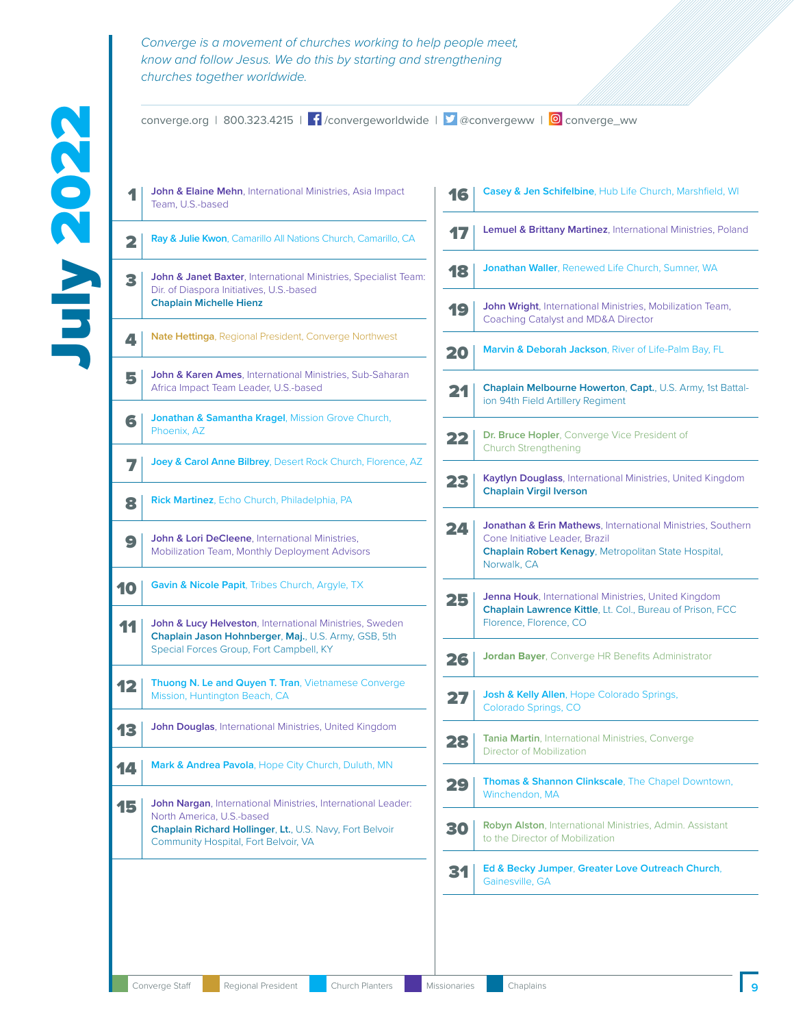# July 2022

*Converge is a movement of churches working to help people meet, know and follow Jesus. We do this by starting and strengthening churches together worldwide.*

converge.org | 800.323.4215 | /convergeworldwide | @convergeww | converge_ww

| Day | Prayer focus |
|---|---|
| 1 | **John & Elaine Mehn**, International Ministries, Asia Impact Team, U.S.-based |
| 2 | **Ray & Julie Kwon**, Camarillo All Nations Church, Camarillo, CA |
| 3 | **John & Janet Baxter**, International Ministries, Specialist Team: Dir. of Diaspora Initiatives, U.S.-based<br>**Chaplain Michelle Hienz** |
| 4 | **Nate Hettinga**, Regional President, Converge Northwest |
| 5 | **John & Karen Ames**, International Ministries, Sub-Saharan Africa Impact Team Leader, U.S.-based |
| 6 | **Jonathan & Samantha Kragel**, Mission Grove Church, Phoenix, AZ |
| 7 | **Joey & Carol Anne Bilbrey**, Desert Rock Church, Florence, AZ |
| 8 | **Rick Martinez**, Echo Church, Philadelphia, PA |
| 9 | **John & Lori DeCleene**, International Ministries, Mobilization Team, Monthly Deployment Advisors |
| 10 | **Gavin & Nicole Papit**, Tribes Church, Argyle, TX |
| 11 | **John & Lucy Helveston**, International Ministries, Sweden<br>**Chaplain Jason Hohnberger**, **Maj.**, U.S. Army, GSB, 5th Special Forces Group, Fort Campbell, KY |
| 12 | **Thuong N. Le and Quyen T. Tran**, Vietnamese Converge Mission, Huntington Beach, CA |
| 13 | **John Douglas**, International Ministries, United Kingdom |
| 14 | **Mark & Andrea Pavola**, Hope City Church, Duluth, MN |
| 15 | **John Nargan**, International Ministries, International Leader: North America, U.S.-based<br>**Chaplain Richard Hollinger**, **Lt.**, U.S. Navy, Fort Belvoir Community Hospital, Fort Belvoir, VA |
| 16 | **Casey & Jen Schifelbine**, Hub Life Church, Marshfield, WI |
| 17 | **Lemuel & Brittany Martinez**, International Ministries, Poland |
| 18 | **Jonathan Waller**, Renewed Life Church, Sumner, WA |
| 19 | **John Wright**, International Ministries, Mobilization Team, Coaching Catalyst and MD&A Director |
| 20 | **Marvin & Deborah Jackson**, River of Life-Palm Bay, FL |
| 21 | **Chaplain Melbourne Howerton**, **Capt.**, U.S. Army, 1st Battalion 94th Field Artillery Regiment |
| 22 | **Dr. Bruce Hopler**, Converge Vice President of Church Strengthening |
| 23 | **Kaytlyn Douglass**, International Ministries, United Kingdom<br>**Chaplain Virgil Iverson** |
| 24 | **Jonathan & Erin Mathews**, International Ministries, Southern Cone Initiative Leader, Brazil<br>**Chaplain Robert Kenagy**, Metropolitan State Hospital, Norwalk, CA |
| 25 | **Jenna Houk**, International Ministries, United Kingdom<br>**Chaplain Lawrence Kittle**, Lt. Col., Bureau of Prison, FCC Florence, Florence, CO |
| 26 | **Jordan Bayer**, Converge HR Benefits Administrator |
| 27 | **Josh & Kelly Allen**, Hope Colorado Springs, Colorado Springs, CO |
| 28 | **Tania Martin**, International Ministries, Converge Director of Mobilization |
| 29 | **Thomas & Shannon Clinkscale**, The Chapel Downtown, Winchendon, MA |
| 30 | **Robyn Alston**, International Ministries, Admin. Assistant to the Director of Mobilization |
| 31 | **Ed & Becky Jumper**, **Greater Love Outreach Church**, Gainesville, GA |

Converge Staff | Regional President | Church Planters | Missionaries | Chaplains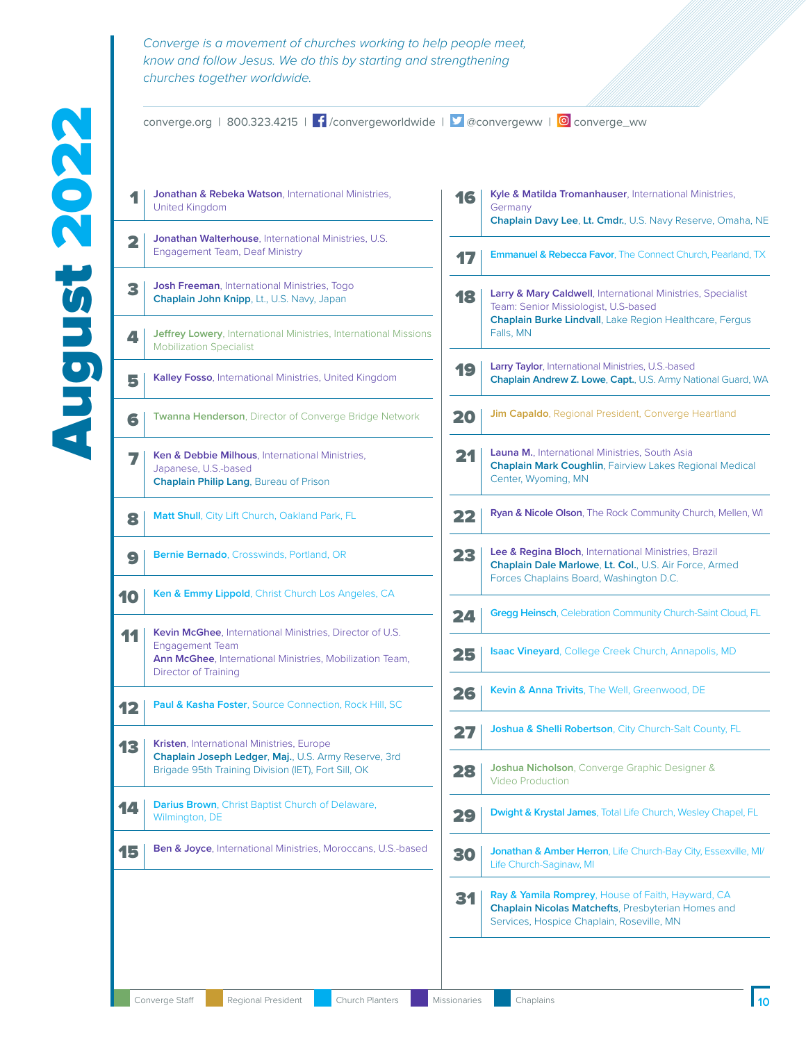# August 2022

*Converge is a movement of churches working to help people meet, know and follow Jesus. We do this by starting and strengthening churches together worldwide.*

converge.org | 800.323.4215 | /convergeworldwide | @convergeww | converge_ww

**1** — **Jonathan & Rebeka Watson**, International Ministries, United Kingdom

**2** — **Jonathan Walterhouse**, International Ministries, U.S. Engagement Team, Deaf Ministry

**3** — **Josh Freeman**, International Ministries, Togo
**Chaplain John Knipp**, Lt., U.S. Navy, Japan

**4** — **Jeffrey Lowery**, International Ministries, International Missions Mobilization Specialist

**5** — **Kalley Fosso**, International Ministries, United Kingdom

**6** — **Twanna Henderson**, Director of Converge Bridge Network

**7** — **Ken & Debbie Milhous**, International Ministries, Japanese, U.S.-based
**Chaplain Philip Lang**, Bureau of Prison

**8** — **Matt Shull**, City Lift Church, Oakland Park, FL

**9** — **Bernie Bernado**, Crosswinds, Portland, OR

**10** — **Ken & Emmy Lippold**, Christ Church Los Angeles, CA

**11** — **Kevin McGhee**, International Ministries, Director of U.S. Engagement Team
**Ann McGhee**, International Ministries, Mobilization Team, Director of Training

**12** — **Paul & Kasha Foster**, Source Connection, Rock Hill, SC

**13** — **Kristen**, International Ministries, Europe
**Chaplain Joseph Ledger**, **Maj.**, U.S. Army Reserve, 3rd Brigade 95th Training Division (IET), Fort Sill, OK

**14** — **Darius Brown**, Christ Baptist Church of Delaware, Wilmington, DE

**15** — **Ben & Joyce**, International Ministries, Moroccans, U.S.-based

**16** — **Kyle & Matilda Tromanhauser**, International Ministries, Germany
**Chaplain Davy Lee**, **Lt. Cmdr.**, U.S. Navy Reserve, Omaha, NE

**17** — **Emmanuel & Rebecca Favor**, The Connect Church, Pearland, TX

**18** — **Larry & Mary Caldwell**, International Ministries, Specialist Team: Senior Missiologist, U.S-based
**Chaplain Burke Lindvall**, Lake Region Healthcare, Fergus Falls, MN

**19** — **Larry Taylor**, International Ministries, U.S.-based
**Chaplain Andrew Z. Lowe**, **Capt.**, U.S. Army National Guard, WA

**20** — **Jim Capaldo**, Regional President, Converge Heartland

**21** — **Launa M.**, International Ministries, South Asia
**Chaplain Mark Coughlin**, Fairview Lakes Regional Medical Center, Wyoming, MN

**22** — **Ryan & Nicole Olson**, The Rock Community Church, Mellen, WI

**23** — **Lee & Regina Bloch**, International Ministries, Brazil
**Chaplain Dale Marlowe**, **Lt. Col.**, U.S. Air Force, Armed Forces Chaplains Board, Washington D.C.

**24** — **Gregg Heinsch**, Celebration Community Church-Saint Cloud, FL

**25** — **Isaac Vineyard**, College Creek Church, Annapolis, MD

**26** — **Kevin & Anna Trivits**, The Well, Greenwood, DE

**27** — **Joshua & Shelli Robertson**, City Church-Salt County, FL

**28** — **Joshua Nicholson**, Converge Graphic Designer & Video Production

**29** — **Dwight & Krystal James**, Total Life Church, Wesley Chapel, FL

**30** — **Jonathan & Amber Herron**, Life Church-Bay City, Essexville, MI/ Life Church-Saginaw, MI

**31** — **Ray & Yamila Romprey**, House of Faith, Hayward, CA
**Chaplain Nicolas Matchefts**, Presbyterian Homes and Services, Hospice Chaplain, Roseville, MN

Converge Staff | Regional President | Church Planters | Missionaries | Chaplains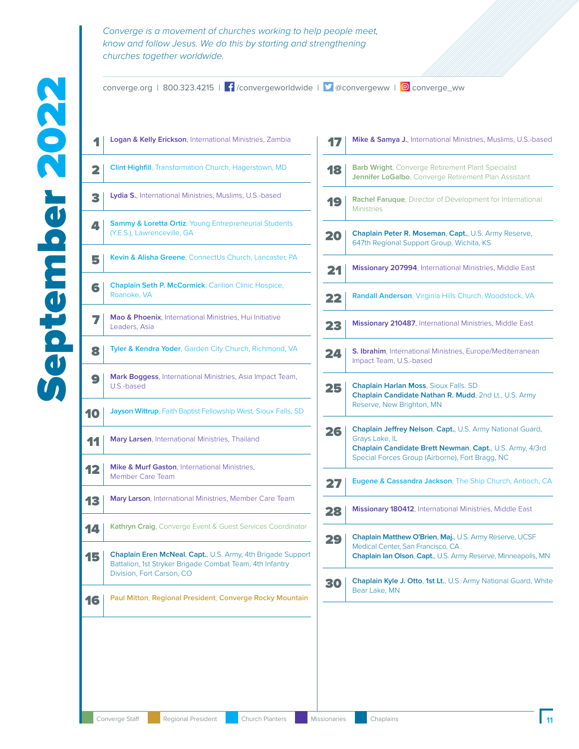# September 2022

*Converge is a movement of churches working to help people meet, know and follow Jesus. We do this by starting and strengthening churches together worldwide.*

converge.org | 800.323.4215 | /convergeworldwide | @convergeww | converge_ww

**1** **Logan & Kelly Erickson**, International Ministries, Zambia

**2** **Clint Highfill**, Transformation Church, Hagerstown, MD

**3** **Lydia S.**, International Ministries, Muslims, U.S.-based

**4** **Sammy & Loretta Ortiz**, Young Entrepreneurial Students (Y.E.S.), Lawrenceville, GA

**5** **Kevin & Alisha Greene**, ConnectUs Church, Lancaster, PA

**6** **Chaplain Seth P. McCormick**, Carilion Clinic Hospice, Roanoke, VA

**7** **Mao & Phoenix**, International Ministries, Hui Initiative Leaders, Asia

**8** **Tyler & Kendra Yoder**, Garden City Church, Richmond, VA

**9** **Mark Boggess**, International Ministries, Asia Impact Team, U.S.-based

**10** **Jayson Wittrup**, Faith Baptist Fellowship West, Sioux Falls, SD

**11** **Mary Larsen**, International Ministries, Thailand

**12** **Mike & Murf Gaston**, International Ministries, Member Care Team

**13** **Mary Larson**, International Ministries, Member Care Team

**14** **Kathryn Craig**, Converge Event & Guest Services Coordinator

**15** **Chaplain Eren McNeal**, **Capt.**, U.S. Army, 4th Brigade Support Battalion, 1st Stryker Brigade Combat Team, 4th Infantry Division, Fort Carson, CO

**16** **Paul Mitton**, **Regional President**, **Converge Rocky Mountain**

**17** **Mike & Samya J.**, International Ministries, Muslims, U.S.-based

**18** **Barb Wright**, Converge Retirement Plant Specialist
**Jennifer LoGalbo**, Converge Retirement Plan Assistant

**19** **Rachel Faruque**, Director of Development for International Ministries

**20** **Chaplain Peter R. Moseman**, **Capt.**, U.S. Army Reserve, 647th Regional Support Group, Wichita, KS

**21** **Missionary 207994**, International Ministries, Middle East

**22** **Randall Anderson**, Virginia Hills Church, Woodstock, VA

**23** **Missionary 210487**, International Ministries, Middle East

**24** **S. Ibrahim**, International Ministries, Europe/Mediterranean Impact Team, U.S.-based

**25** **Chaplain Harlan Moss**, Sioux Falls. SD
**Chaplain Candidate Nathan R. Mudd**, 2nd Lt., U.S. Army Reserve, New Brighton, MN

**26** **Chaplain Jeffrey Nelson**, **Capt.**, U.S. Army National Guard, Grays Lake, IL
**Chaplain Candidate Brett Newman**, **Capt.**, U.S. Army, 4/3rd Special Forces Group (Airborne), Fort Bragg, NC

**27** **Eugene & Cassandra Jackson**, The Ship Church, Antioch, CA

**28** **Missionary 180412**, International Ministries, Middle East

**29** **Chaplain Matthew O'Brien**, **Maj.**, U.S. Army Reserve, UCSF Medical Center, San Francisco, CA
**Chaplain Ian Olson**, **Capt.**, U.S. Army Reserve, Minneapolis, MN

**30** **Chaplain Kyle J. Otto**, **1st Lt.**, U.S. Army National Guard, White Bear Lake, MN

Converge Staff | Regional President | Church Planters | Missionaries | Chaplains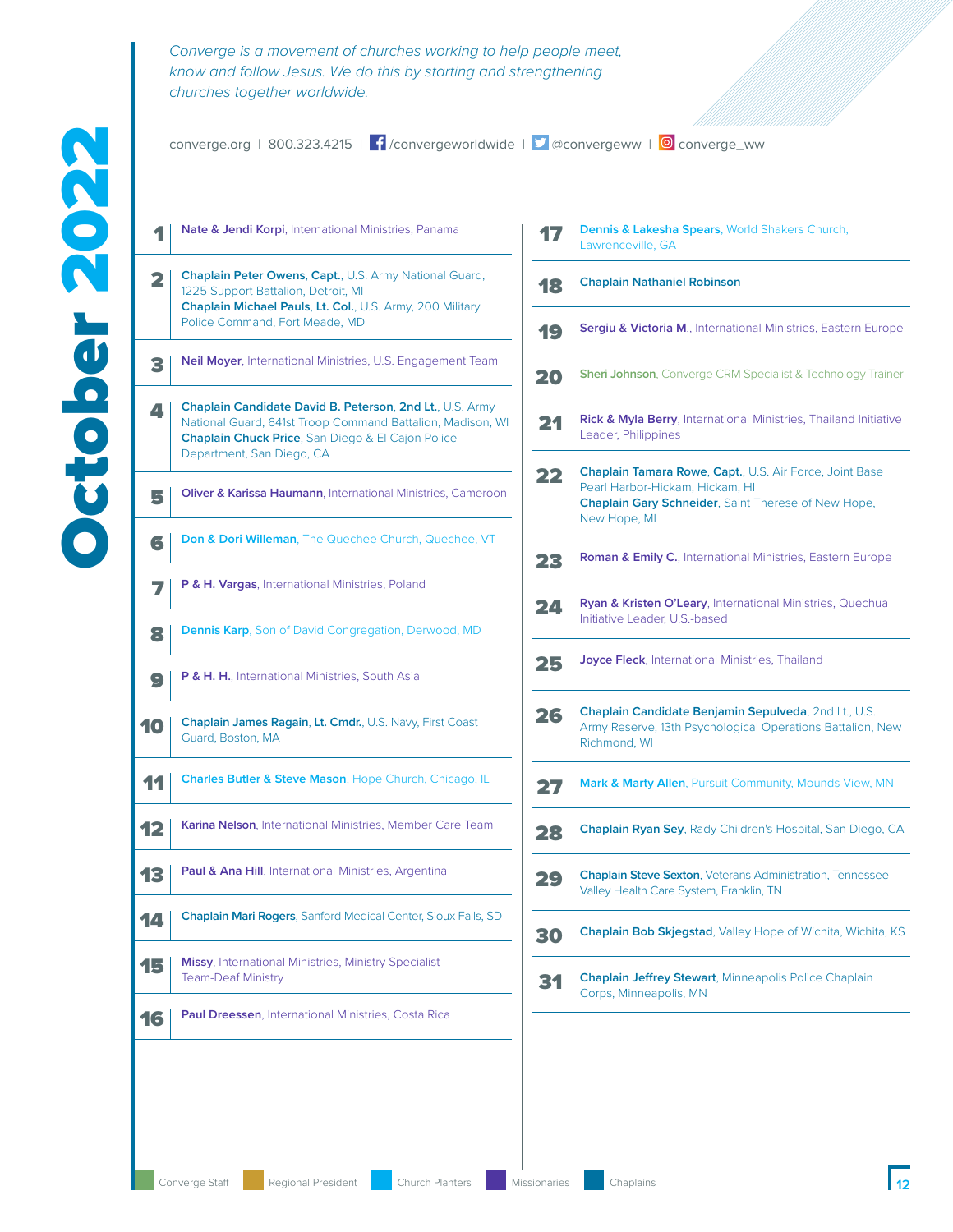# October 2022

*Converge is a movement of churches working to help people meet, know and follow Jesus. We do this by starting and strengthening churches together worldwide.*

converge.org | 800.323.4215 | /convergeworldwide | @convergeww | converge_ww

**1** — **Nate & Jendi Korpi**, International Ministries, Panama

**2** — **Chaplain Peter Owens**, **Capt.**, U.S. Army National Guard, 1225 Support Battalion, Detroit, MI
**Chaplain Michael Pauls**, **Lt. Col.**, U.S. Army, 200 Military Police Command, Fort Meade, MD

**3** — **Neil Moyer**, International Ministries, U.S. Engagement Team

**4** — **Chaplain Candidate David B. Peterson**, **2nd Lt.**, U.S. Army National Guard, 641st Troop Command Battalion, Madison, WI
**Chaplain Chuck Price**, San Diego & El Cajon Police Department, San Diego, CA

**5** — **Oliver & Karissa Haumann**, International Ministries, Cameroon

**6** — **Don & Dori Willeman**, The Quechee Church, Quechee, VT

**7** — **P & H. Vargas**, International Ministries, Poland

**8** — **Dennis Karp**, Son of David Congregation, Derwood, MD

**9** — **P & H. H.**, International Ministries, South Asia

**10** — **Chaplain James Ragain**, **Lt. Cmdr.**, U.S. Navy, First Coast Guard, Boston, MA

**11** — **Charles Butler & Steve Mason**, Hope Church, Chicago, IL

**12** — **Karina Nelson**, International Ministries, Member Care Team

**13** — **Paul & Ana Hill**, International Ministries, Argentina

**14** — **Chaplain Mari Rogers**, Sanford Medical Center, Sioux Falls, SD

**15** — **Missy**, International Ministries, Ministry Specialist Team-Deaf Ministry

**16** — **Paul Dreessen**, International Ministries, Costa Rica

**17** — **Dennis & Lakesha Spears**, World Shakers Church, Lawrenceville, GA

**18** — **Chaplain Nathaniel Robinson**

**19** — **Sergiu & Victoria M.**, International Ministries, Eastern Europe

**20** — **Sheri Johnson**, Converge CRM Specialist & Technology Trainer

**21** — **Rick & Myla Berry**, International Ministries, Thailand Initiative Leader, Philippines

**22** — **Chaplain Tamara Rowe**, **Capt.**, U.S. Air Force, Joint Base Pearl Harbor-Hickam, Hickam, HI
**Chaplain Gary Schneider**, Saint Therese of New Hope, New Hope, MI

**23** — **Roman & Emily C.**, International Ministries, Eastern Europe

**24** — **Ryan & Kristen O'Leary**, International Ministries, Quechua Initiative Leader, U.S.-based

**25** — **Joyce Fleck**, International Ministries, Thailand

**26** — **Chaplain Candidate Benjamin Sepulveda**, 2nd Lt., U.S. Army Reserve, 13th Psychological Operations Battalion, New Richmond, WI

**27** — **Mark & Marty Allen**, Pursuit Community, Mounds View, MN

**28** — **Chaplain Ryan Sey**, Rady Children's Hospital, San Diego, CA

**29** — **Chaplain Steve Sexton**, Veterans Administration, Tennessee Valley Health Care System, Franklin, TN

**30** — **Chaplain Bob Skjegstad**, Valley Hope of Wichita, Wichita, KS

**31** — **Chaplain Jeffrey Stewart**, Minneapolis Police Chaplain Corps, Minneapolis, MN

Converge Staff | Regional President | Church Planters | Missionaries | Chaplains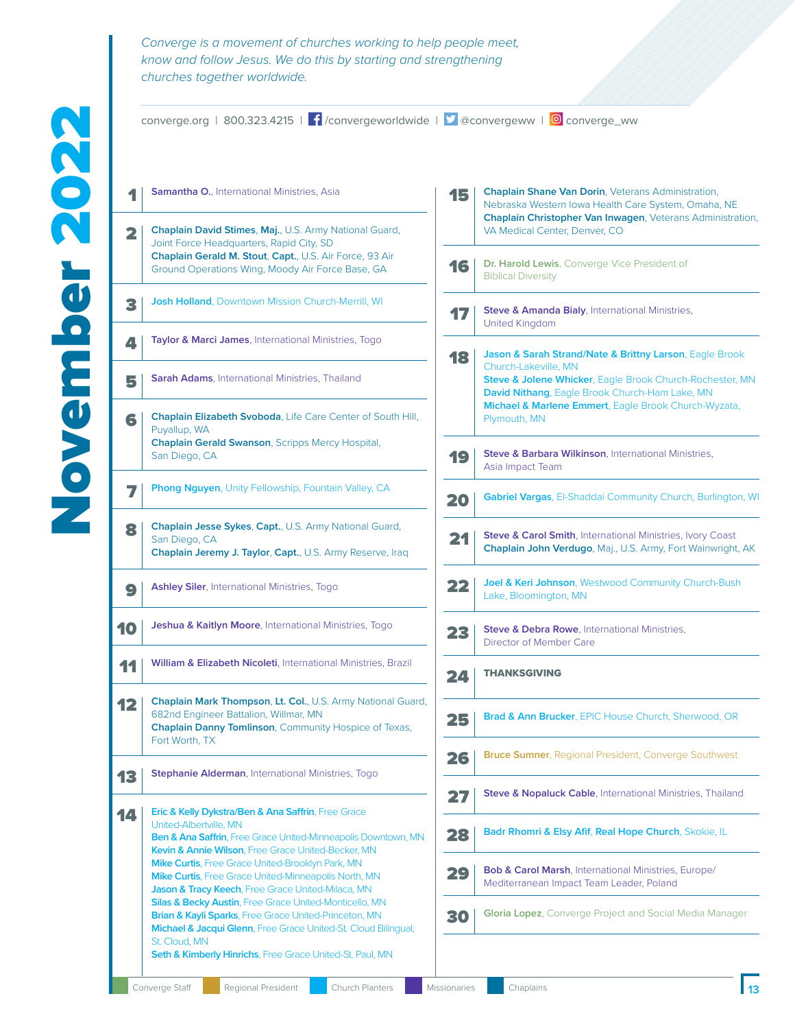# November 2022

*Converge is a movement of churches working to help people meet, know and follow Jesus. We do this by starting and strengthening churches together worldwide.*

converge.org | 800.323.4215 | /convergeworldwide | @convergeww | converge_ww

**1** **Samantha O.**, International Ministries, Asia

**2** **Chaplain David Stimes**, **Maj.**, U.S. Army National Guard, Joint Force Headquarters, Rapid City, SD
**Chaplain Gerald M. Stout**, **Capt.**, U.S. Air Force, 93 Air Ground Operations Wing, Moody Air Force Base, GA

**3** **Josh Holland**, Downtown Mission Church-Merrill, WI

**4** **Taylor & Marci James**, International Ministries, Togo

**5** **Sarah Adams**, International Ministries, Thailand

**6** **Chaplain Elizabeth Svoboda**, Life Care Center of South Hill, Puyallup, WA
**Chaplain Gerald Swanson**, Scripps Mercy Hospital, San Diego, CA

**7** **Phong Nguyen**, Unity Fellowship, Fountain Valley, CA

**8** **Chaplain Jesse Sykes**, **Capt.**, U.S. Army National Guard, San Diego, CA
**Chaplain Jeremy J. Taylor**, **Capt.**, U.S. Army Reserve, Iraq

**9** **Ashley Siler**, International Ministries, Togo

**10** **Jeshua & Kaitlyn Moore**, International Ministries, Togo

**11** **William & Elizabeth Nicoleti**, International Ministries, Brazil

**12** **Chaplain Mark Thompson**, **Lt. Col.**, U.S. Army National Guard, 682nd Engineer Battalion, Willmar, MN
**Chaplain Danny Tomlinson**, Community Hospice of Texas, Fort Worth, TX

**13** **Stephanie Alderman**, International Ministries, Togo

**14** **Eric & Kelly Dykstra/Ben & Ana Saffrin**, Free Grace United-Albertville, MN
**Ben & Ana Saffrin**, Free Grace United-Minneapolis Downtown, MN
**Kevin & Annie Wilson**, Free Grace United-Becker, MN
**Mike Curtis**, Free Grace United-Brooklyn Park, MN
**Mike Curtis**, Free Grace United-Minneapolis North, MN
**Jason & Tracy Keech**, Free Grace United-Milaca, MN
**Silas & Becky Austin**, Free Grace United-Monticello, MN
**Brian & Kayli Sparks**, Free Grace United-Princeton, MN
**Michael & Jacqui Glenn**, Free Grace United-St. Cloud Bilingual, St. Cloud, MN
**Seth & Kimberly Hinrichs**, Free Grace United-St. Paul, MN

**15** **Chaplain Shane Van Dorin**, Veterans Administration, Nebraska Western Iowa Health Care System, Omaha, NE
**Chaplain Christopher Van Inwagen**, Veterans Administration, VA Medical Center, Denver, CO

**16** **Dr. Harold Lewis**, Converge Vice President of Biblical Diversity

**17** **Steve & Amanda Bialy**, International Ministries, United Kingdom

**18** **Jason & Sarah Strand/Nate & Brittny Larson**, Eagle Brook Church-Lakeville, MN
**Steve & Jolene Whicker**, Eagle Brook Church-Rochester, MN
**David Nithang**, Eagle Brook Church-Ham Lake, MN
**Michael & Marlene Emmert**, Eagle Brook Church-Wyzata, Plymouth, MN

**19** **Steve & Barbara Wilkinson**, International Ministries, Asia Impact Team

**20** **Gabriel Vargas**, El-Shaddai Community Church, Burlington, WI

**21** **Steve & Carol Smith**, International Ministries, Ivory Coast
**Chaplain John Verdugo**, Maj., U.S. Army, Fort Wainwright, AK

**22** **Joel & Keri Johnson**, Westwood Community Church-Bush Lake, Bloomington, MN

**23** **Steve & Debra Rowe**, International Ministries, Director of Member Care

**24** **THANKSGIVING**

**25** **Brad & Ann Brucker**, EPIC House Church, Sherwood, OR

**26** **Bruce Sumner**, Regional President, Converge Southwest

**27** **Steve & Nopaluck Cable**, International Ministries, Thailand

**28** **Badr Rhomri & Elsy Afif**, **Real Hope Church**, Skokie, IL

**29** **Bob & Carol Marsh**, International Ministries, Europe/Mediterranean Impact Team Leader, Poland

**30** **Gloria Lopez**, Converge Project and Social Media Manager

Converge Staff | Regional President | Church Planters | Missionaries | Chaplains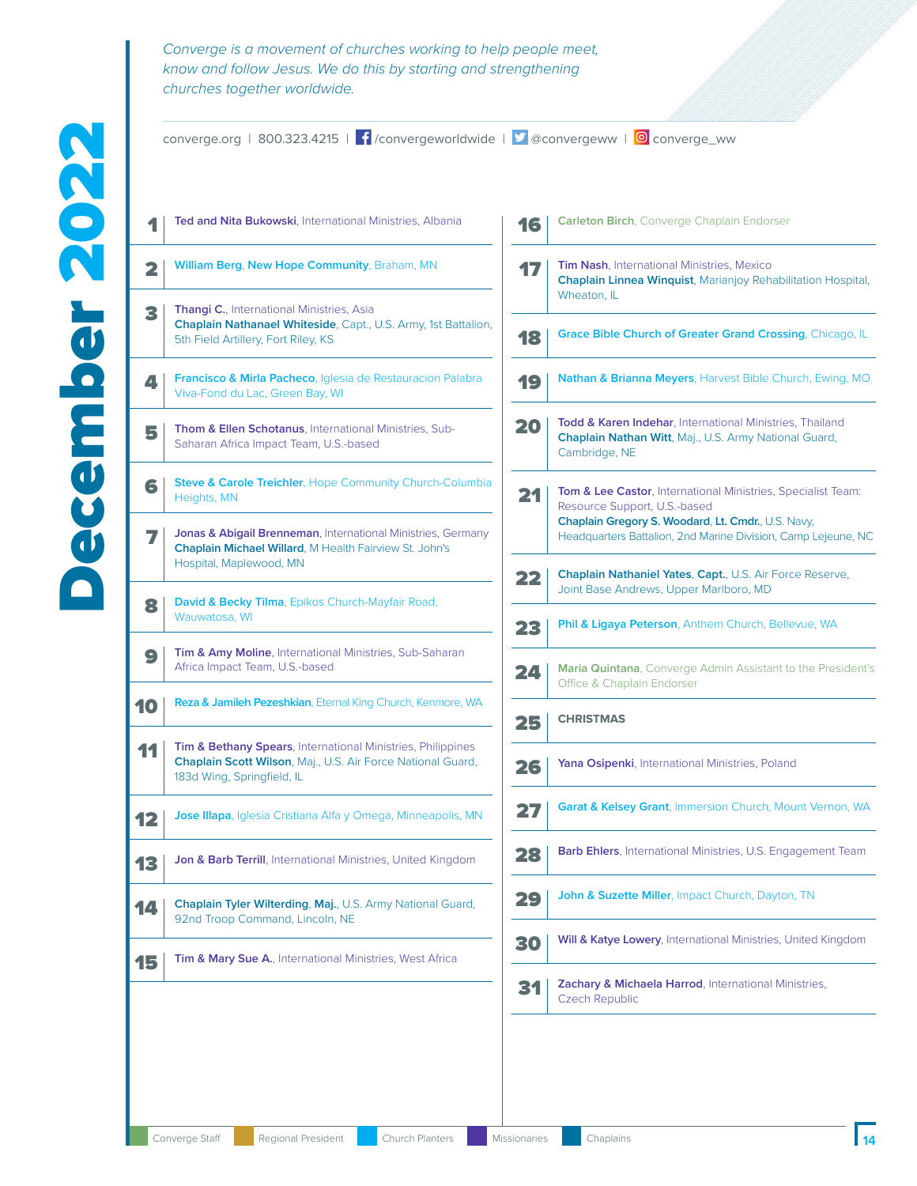# December 2022

*Converge is a movement of churches working to help people meet, know and follow Jesus. We do this by starting and strengthening churches together worldwide.*

converge.org | 800.323.4215 | /convergeworldwide | @convergeww | converge_ww

**1** — **Ted and Nita Bukowski**, International Ministries, Albania

**2** — **William Berg**, **New Hope Community**, Braham, MN

**3** — **Thangi C.**, International Ministries, Asia
**Chaplain Nathanael Whiteside**, Capt., U.S. Army, 1st Battalion, 5th Field Artillery, Fort Riley, KS

**4** — **Francisco & Mirla Pacheco**, Iglesia de Restauracion Palabra Viva-Fond du Lac, Green Bay, WI

**5** — **Thom & Ellen Schotanus**, International Ministries, Sub-Saharan Africa Impact Team, U.S.-based

**6** — **Steve & Carole Treichler**, Hope Community Church-Columbia Heights, MN

**7** — **Jonas & Abigail Brenneman**, International Ministries, Germany
**Chaplain Michael Willard**, M Health Fairview St. John's Hospital, Maplewood, MN

**8** — **David & Becky Tilma**, Epikos Church-Mayfair Road, Wauwatosa, WI

**9** — **Tim & Amy Moline**, International Ministries, Sub-Saharan Africa Impact Team, U.S.-based

**10** — **Reza & Jamileh Pezeshkian**, Eternal King Church, Kenmore, WA

**11** — **Tim & Bethany Spears**, International Ministries, Philippines
**Chaplain Scott Wilson**, Maj., U.S. Air Force National Guard, 183d Wing, Springfield, IL

**12** — **Jose Illapa**, Iglesia Cristiana Alfa y Omega, Minneapolis, MN

**13** — **Jon & Barb Terrill**, International Ministries, United Kingdom

**14** — **Chaplain Tyler Wilterding**, **Maj.**, U.S. Army National Guard, 92nd Troop Command, Lincoln, NE

**15** — **Tim & Mary Sue A.**, International Ministries, West Africa

**16** — **Carleton Birch**, Converge Chaplain Endorser

**17** — **Tim Nash**, International Ministries, Mexico
**Chaplain Linnea Winquist**, Marianjoy Rehabilitation Hospital, Wheaton, IL

**18** — **Grace Bible Church of Greater Grand Crossing**, Chicago, IL

**19** — **Nathan & Brianna Meyers**, Harvest Bible Church, Ewing, MO

**20** — **Todd & Karen Indehar**, International Ministries, Thailand
**Chaplain Nathan Witt**, Maj., U.S. Army National Guard, Cambridge, NE

**21** — **Tom & Lee Castor**, International Ministries, Specialist Team: Resource Support, U.S.-based
**Chaplain Gregory S. Woodard**, **Lt. Cmdr.**, U.S. Navy, Headquarters Battalion, 2nd Marine Division, Camp Lejeune, NC

**22** — **Chaplain Nathaniel Yates**, **Capt.**, U.S. Air Force Reserve, Joint Base Andrews, Upper Marlboro, MD

**23** — **Phil & Ligaya Peterson**, Anthem Church, Bellevue, WA

**24** — **Maria Quintana**, Converge Admin Assistant to the President's Office & Chaplain Endorser

**25** — **CHRISTMAS**

**26** — **Yana Osipenki**, International Ministries, Poland

**27** — **Garat & Kelsey Grant**, Immersion Church, Mount Vernon, WA

**28** — **Barb Ehlers**, International Ministries, U.S. Engagement Team

**29** — **John & Suzette Miller**, Impact Church, Dayton, TN

**30** — **Will & Katye Lowery**, International Ministries, United Kingdom

**31** — **Zachary & Michaela Harrod**, International Ministries, Czech Republic

Converge Staff | Regional President | Church Planters | Missionaries | Chaplains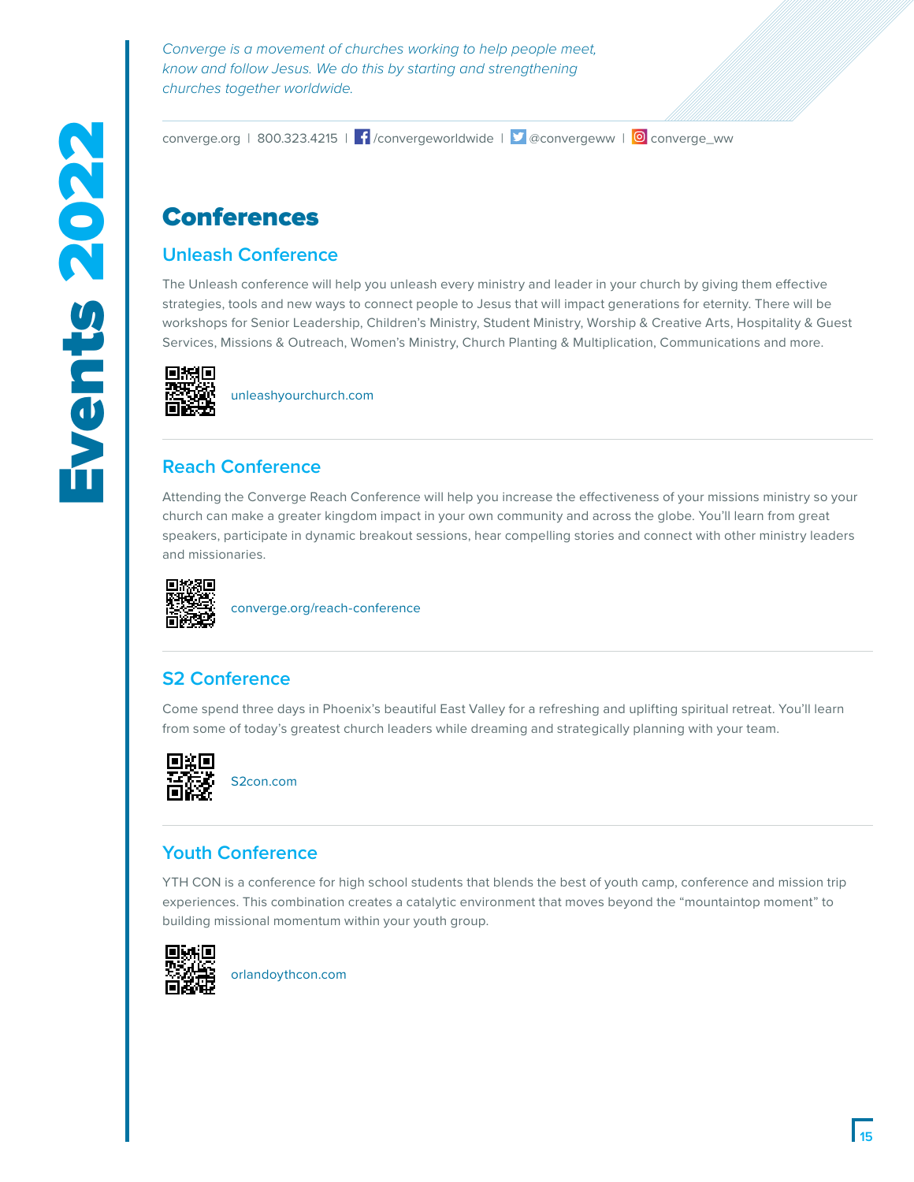# Events 2022

*Converge is a movement of churches working to help people meet, know and follow Jesus. We do this by starting and strengthening churches together worldwide.*

converge.org | 800.323.4215 | /convergeworldwide | @convergeww | converge_ww

## Conferences

### Unleash Conference

The Unleash conference will help you unleash every ministry and leader in your church by giving them effective strategies, tools and new ways to connect people to Jesus that will impact generations for eternity. There will be workshops for Senior Leadership, Children's Ministry, Student Ministry, Worship & Creative Arts, Hospitality & Guest Services, Missions & Outreach, Women's Ministry, Church Planting & Multiplication, Communications and more.

unleashyourchurch.com

### Reach Conference

Attending the Converge Reach Conference will help you increase the effectiveness of your missions ministry so your church can make a greater kingdom impact in your own community and across the globe. You'll learn from great speakers, participate in dynamic breakout sessions, hear compelling stories and connect with other ministry leaders and missionaries.

converge.org/reach-conference

### S2 Conference

Come spend three days in Phoenix's beautiful East Valley for a refreshing and uplifting spiritual retreat. You'll learn from some of today's greatest church leaders while dreaming and strategically planning with your team.

S2con.com

### Youth Conference

YTH CON is a conference for high school students that blends the best of youth camp, conference and mission trip experiences. This combination creates a catalytic environment that moves beyond the "mountaintop moment" to building missional momentum within your youth group.

orlandoythcon.com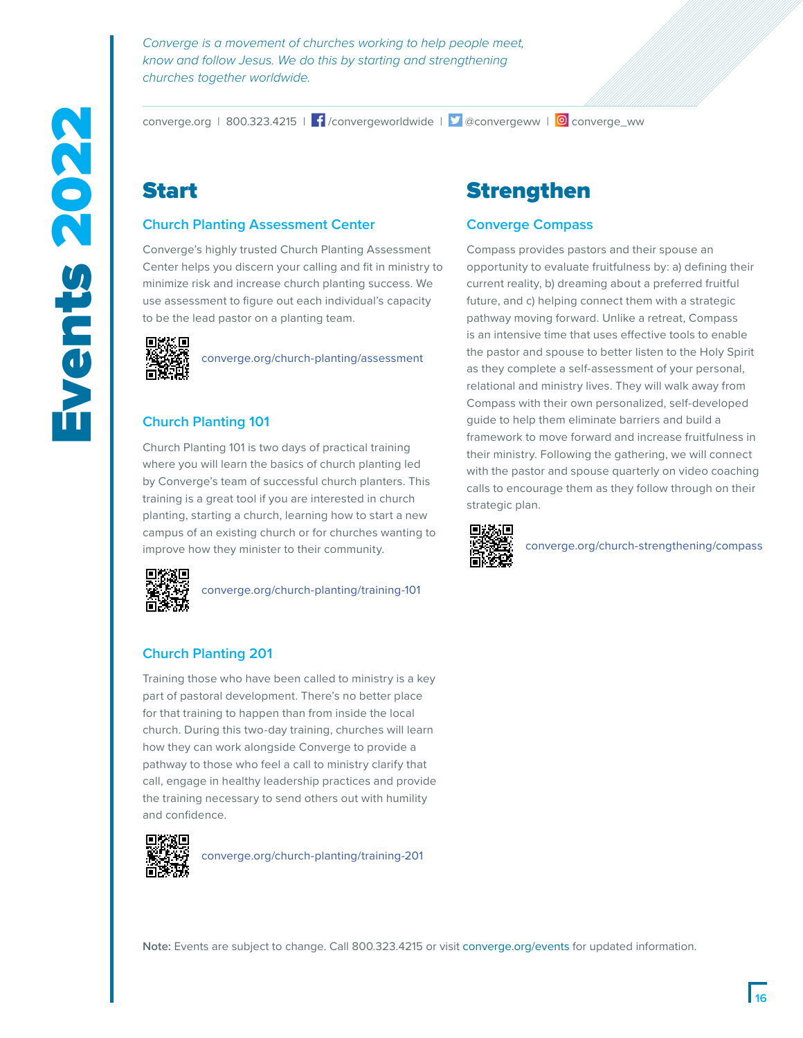# Events 2022

*Converge is a movement of churches working to help people meet, know and follow Jesus. We do this by starting and strengthening churches together worldwide.*

converge.org | 800.323.4215 | /convergeworldwide | @convergeww | converge_ww

## Start

### Church Planting Assessment Center

Converge's highly trusted Church Planting Assessment Center helps you discern your calling and fit in ministry to minimize risk and increase church planting success. We use assessment to figure out each individual's capacity to be the lead pastor on a planting team.

converge.org/church-planting/assessment

### Church Planting 101

Church Planting 101 is two days of practical training where you will learn the basics of church planting led by Converge's team of successful church planters. This training is a great tool if you are interested in church planting, starting a church, learning how to start a new campus of an existing church or for churches wanting to improve how they minister to their community.

converge.org/church-planting/training-101

### Church Planting 201

Training those who have been called to ministry is a key part of pastoral development. There's no better place for that training to happen than from inside the local church. During this two-day training, churches will learn how they can work alongside Converge to provide a pathway to those who feel a call to ministry clarify that call, engage in healthy leadership practices and provide the training necessary to send others out with humility and confidence.

converge.org/church-planting/training-201

## Strengthen

### Converge Compass

Compass provides pastors and their spouse an opportunity to evaluate fruitfulness by: a) defining their current reality, b) dreaming about a preferred fruitful future, and c) helping connect them with a strategic pathway moving forward. Unlike a retreat, Compass is an intensive time that uses effective tools to enable the pastor and spouse to better listen to the Holy Spirit as they complete a self-assessment of your personal, relational and ministry lives. They will walk away from Compass with their own personalized, self-developed guide to help them eliminate barriers and build a framework to move forward and increase fruitfulness in their ministry. Following the gathering, we will connect with the pastor and spouse quarterly on video coaching calls to encourage them as they follow through on their strategic plan.

converge.org/church-strengthening/compass

**Note:** Events are subject to change. Call 800.323.4215 or visit converge.org/events for updated information.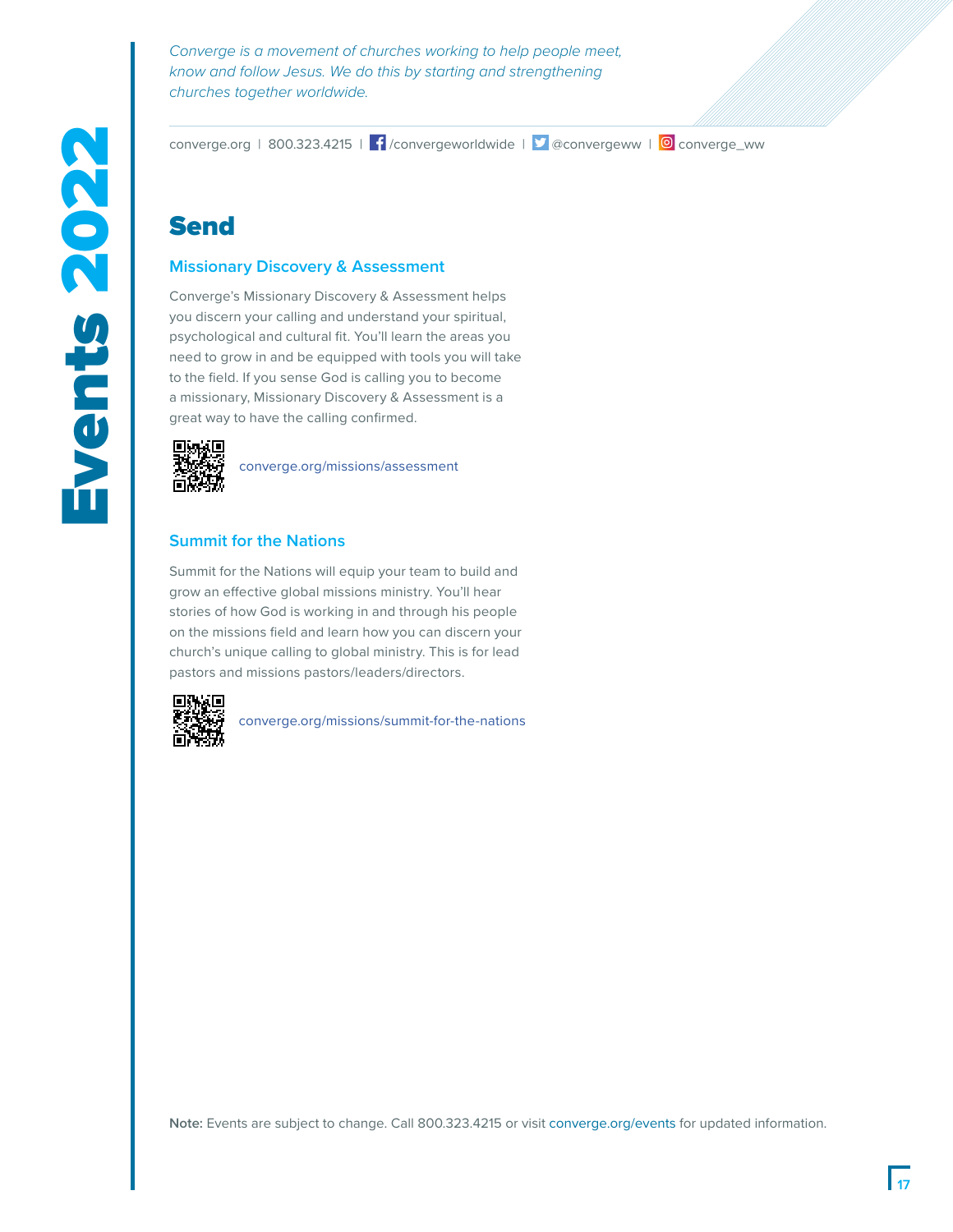*Converge is a movement of churches working to help people meet, know and follow Jesus. We do this by starting and strengthening churches together worldwide.*

converge.org | 800.323.4215 | /convergeworldwide | @convergeww | converge_ww

Events 2022

# Send

## Missionary Discovery & Assessment

Converge's Missionary Discovery & Assessment helps you discern your calling and understand your spiritual, psychological and cultural fit. You'll learn the areas you need to grow in and be equipped with tools you will take to the field. If you sense God is calling you to become a missionary, Missionary Discovery & Assessment is a great way to have the calling confirmed.

converge.org/missions/assessment

## Summit for the Nations

Summit for the Nations will equip your team to build and grow an effective global missions ministry. You'll hear stories of how God is working in and through his people on the missions field and learn how you can discern your church's unique calling to global ministry. This is for lead pastors and missions pastors/leaders/directors.

converge.org/missions/summit-for-the-nations

**Note:** Events are subject to change. Call 800.323.4215 or visit converge.org/events for updated information.